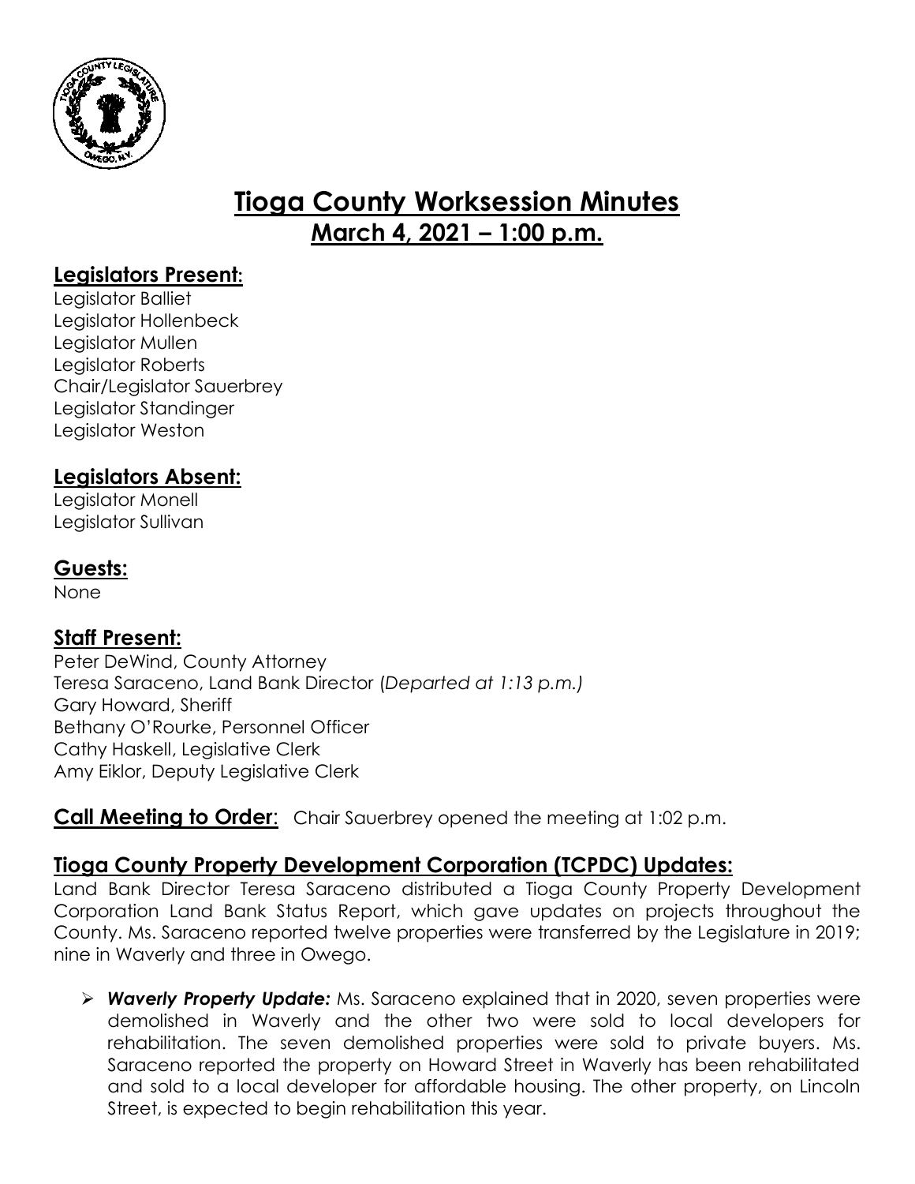# Tioga County Worksession Minutes

## March 4, 2021 – 1:00 p.m.

## Legislators Present:

Legislator Balliet
Legislator Hollenbeck
Legislator Mullen
Legislator Roberts
Chair/Legislator Sauerbrey
Legislator Standinger
Legislator Weston

## Legislators Absent:

Legislator Monell
Legislator Sullivan

## Guests:

None

## Staff Present:

Peter DeWind, County Attorney
Teresa Saraceno, Land Bank Director (*Departed at 1:13 p.m.)*
Gary Howard, Sheriff
Bethany O'Rourke, Personnel Officer
Cathy Haskell, Legislative Clerk
Amy Eiklor, Deputy Legislative Clerk

**Call Meeting to Order**: Chair Sauerbrey opened the meeting at 1:02 p.m.

## Tioga County Property Development Corporation (TCPDC) Updates:

Land Bank Director Teresa Saraceno distributed a Tioga County Property Development Corporation Land Bank Status Report, which gave updates on projects throughout the County. Ms. Saraceno reported twelve properties were transferred by the Legislature in 2019; nine in Waverly and three in Owego.

- ***Waverly Property Update:*** Ms. Saraceno explained that in 2020, seven properties were demolished in Waverly and the other two were sold to local developers for rehabilitation. The seven demolished properties were sold to private buyers. Ms. Saraceno reported the property on Howard Street in Waverly has been rehabilitated and sold to a local developer for affordable housing. The other property, on Lincoln Street, is expected to begin rehabilitation this year.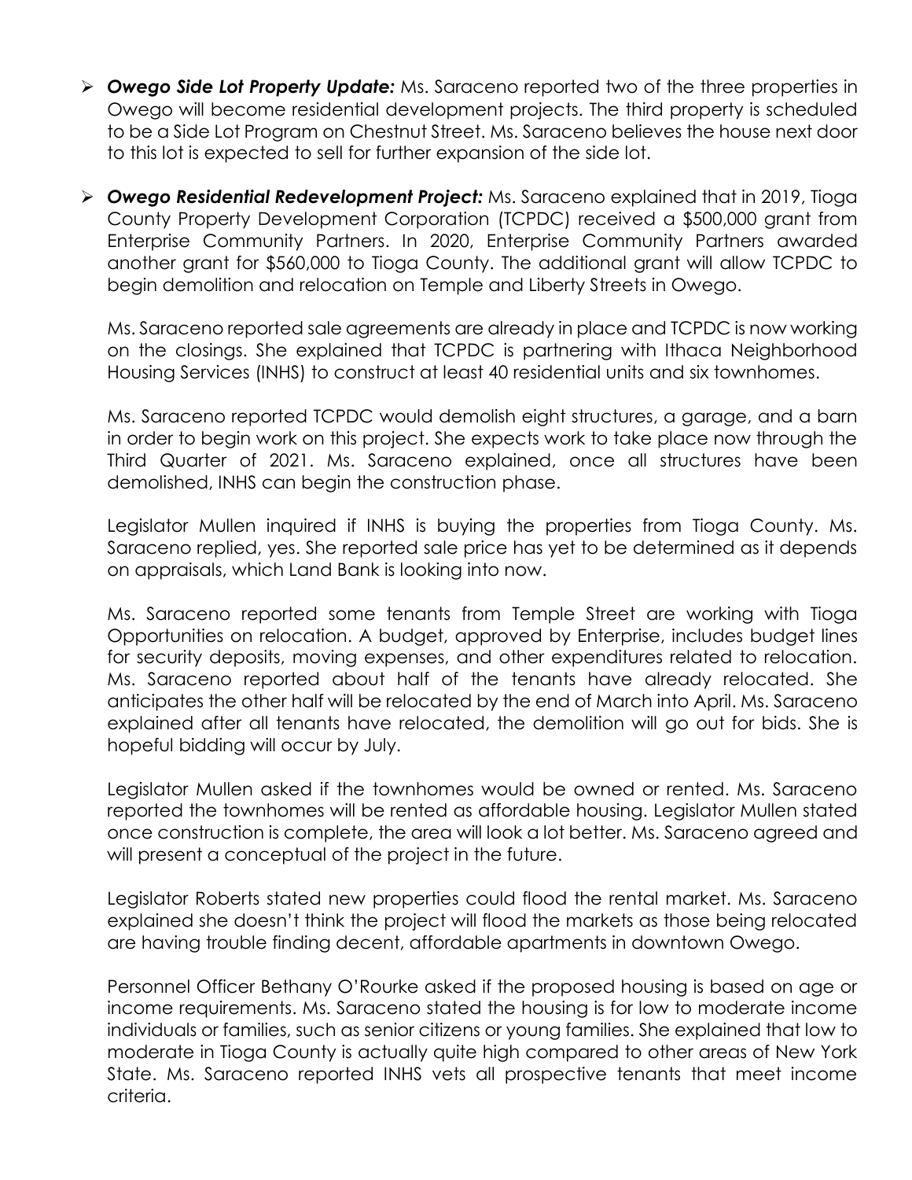- ***Owego Side Lot Property Update:*** Ms. Saraceno reported two of the three properties in Owego will become residential development projects. The third property is scheduled to be a Side Lot Program on Chestnut Street. Ms. Saraceno believes the house next door to this lot is expected to sell for further expansion of the side lot.

- ***Owego Residential Redevelopment Project:*** Ms. Saraceno explained that in 2019, Tioga County Property Development Corporation (TCPDC) received a $500,000 grant from Enterprise Community Partners. In 2020, Enterprise Community Partners awarded another grant for $560,000 to Tioga County. The additional grant will allow TCPDC to begin demolition and relocation on Temple and Liberty Streets in Owego.

  Ms. Saraceno reported sale agreements are already in place and TCPDC is now working on the closings. She explained that TCPDC is partnering with Ithaca Neighborhood Housing Services (INHS) to construct at least 40 residential units and six townhomes.

  Ms. Saraceno reported TCPDC would demolish eight structures, a garage, and a barn in order to begin work on this project. She expects work to take place now through the Third Quarter of 2021. Ms. Saraceno explained, once all structures have been demolished, INHS can begin the construction phase.

  Legislator Mullen inquired if INHS is buying the properties from Tioga County. Ms. Saraceno replied, yes. She reported sale price has yet to be determined as it depends on appraisals, which Land Bank is looking into now.

  Ms. Saraceno reported some tenants from Temple Street are working with Tioga Opportunities on relocation. A budget, approved by Enterprise, includes budget lines for security deposits, moving expenses, and other expenditures related to relocation. Ms. Saraceno reported about half of the tenants have already relocated. She anticipates the other half will be relocated by the end of March into April. Ms. Saraceno explained after all tenants have relocated, the demolition will go out for bids. She is hopeful bidding will occur by July.

  Legislator Mullen asked if the townhomes would be owned or rented. Ms. Saraceno reported the townhomes will be rented as affordable housing. Legislator Mullen stated once construction is complete, the area will look a lot better. Ms. Saraceno agreed and will present a conceptual of the project in the future.

  Legislator Roberts stated new properties could flood the rental market. Ms. Saraceno explained she doesn't think the project will flood the markets as those being relocated are having trouble finding decent, affordable apartments in downtown Owego.

  Personnel Officer Bethany O'Rourke asked if the proposed housing is based on age or income requirements. Ms. Saraceno stated the housing is for low to moderate income individuals or families, such as senior citizens or young families. She explained that low to moderate in Tioga County is actually quite high compared to other areas of New York State. Ms. Saraceno reported INHS vets all prospective tenants that meet income criteria.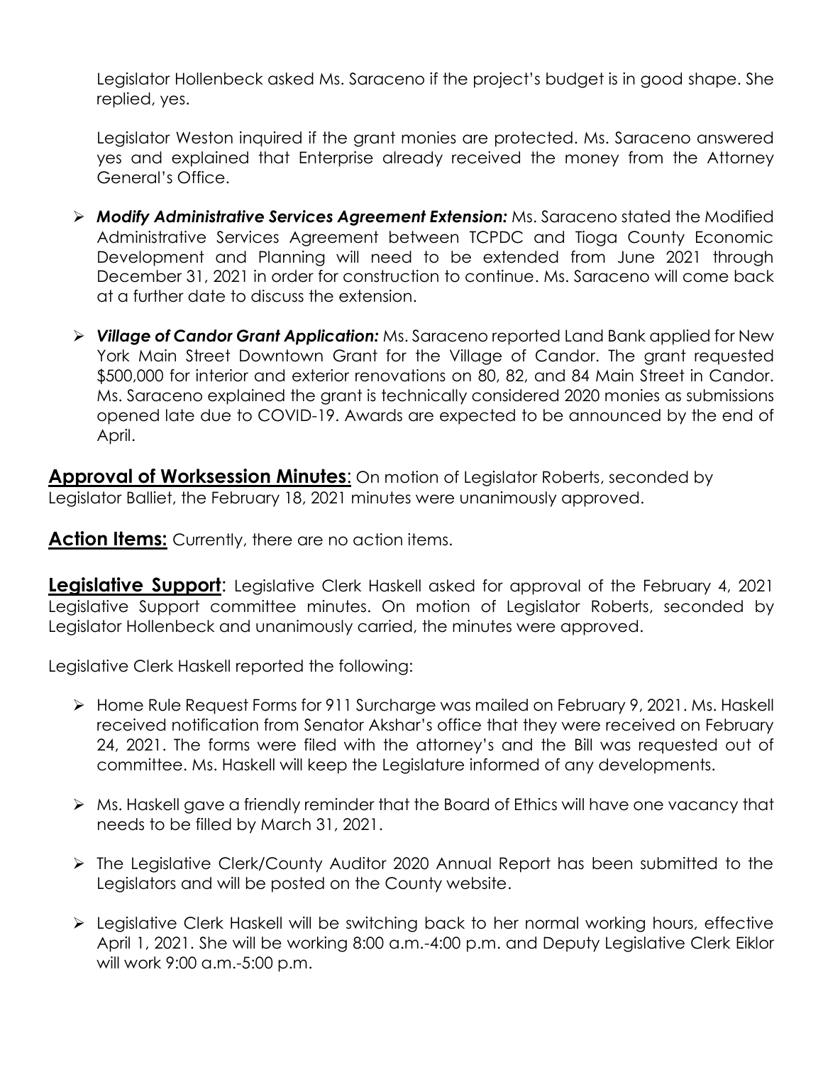Legislator Hollenbeck asked Ms. Saraceno if the project's budget is in good shape. She replied, yes.

Legislator Weston inquired if the grant monies are protected. Ms. Saraceno answered yes and explained that Enterprise already received the money from the Attorney General's Office.

- ***Modify Administrative Services Agreement Extension:*** Ms. Saraceno stated the Modified Administrative Services Agreement between TCPDC and Tioga County Economic Development and Planning will need to be extended from June 2021 through December 31, 2021 in order for construction to continue. Ms. Saraceno will come back at a further date to discuss the extension.

- ***Village of Candor Grant Application:*** Ms. Saraceno reported Land Bank applied for New York Main Street Downtown Grant for the Village of Candor. The grant requested $500,000 for interior and exterior renovations on 80, 82, and 84 Main Street in Candor. Ms. Saraceno explained the grant is technically considered 2020 monies as submissions opened late due to COVID-19. Awards are expected to be announced by the end of April.

**Approval of Worksession Minutes**: On motion of Legislator Roberts, seconded by Legislator Balliet, the February 18, 2021 minutes were unanimously approved.

**Action Items:** Currently, there are no action items.

**Legislative Support**: Legislative Clerk Haskell asked for approval of the February 4, 2021 Legislative Support committee minutes. On motion of Legislator Roberts, seconded by Legislator Hollenbeck and unanimously carried, the minutes were approved.

Legislative Clerk Haskell reported the following:

- Home Rule Request Forms for 911 Surcharge was mailed on February 9, 2021. Ms. Haskell received notification from Senator Akshar's office that they were received on February 24, 2021. The forms were filed with the attorney's and the Bill was requested out of committee. Ms. Haskell will keep the Legislature informed of any developments.

- Ms. Haskell gave a friendly reminder that the Board of Ethics will have one vacancy that needs to be filled by March 31, 2021.

- The Legislative Clerk/County Auditor 2020 Annual Report has been submitted to the Legislators and will be posted on the County website.

- Legislative Clerk Haskell will be switching back to her normal working hours, effective April 1, 2021. She will be working 8:00 a.m.-4:00 p.m. and Deputy Legislative Clerk Eiklor will work 9:00 a.m.-5:00 p.m.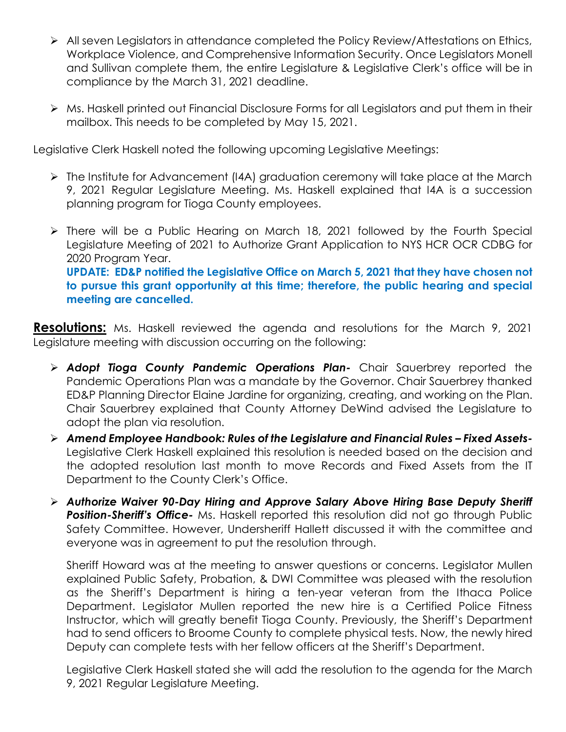- All seven Legislators in attendance completed the Policy Review/Attestations on Ethics, Workplace Violence, and Comprehensive Information Security. Once Legislators Monell and Sullivan complete them, the entire Legislature & Legislative Clerk's office will be in compliance by the March 31, 2021 deadline.

- Ms. Haskell printed out Financial Disclosure Forms for all Legislators and put them in their mailbox. This needs to be completed by May 15, 2021.

Legislative Clerk Haskell noted the following upcoming Legislative Meetings:

- The Institute for Advancement (I4A) graduation ceremony will take place at the March 9, 2021 Regular Legislature Meeting. Ms. Haskell explained that I4A is a succession planning program for Tioga County employees.

- There will be a Public Hearing on March 18, 2021 followed by the Fourth Special Legislature Meeting of 2021 to Authorize Grant Application to NYS HCR OCR CDBG for 2020 Program Year.
  **UPDATE: ED&P notified the Legislative Office on March 5, 2021 that they have chosen not to pursue this grant opportunity at this time; therefore, the public hearing and special meeting are cancelled.**

**Resolutions:** Ms. Haskell reviewed the agenda and resolutions for the March 9, 2021 Legislature meeting with discussion occurring on the following:

- ***Adopt Tioga County Pandemic Operations Plan-*** Chair Sauerbrey reported the Pandemic Operations Plan was a mandate by the Governor. Chair Sauerbrey thanked ED&P Planning Director Elaine Jardine for organizing, creating, and working on the Plan. Chair Sauerbrey explained that County Attorney DeWind advised the Legislature to adopt the plan via resolution.

- ***Amend Employee Handbook: Rules of the Legislature and Financial Rules – Fixed Assets-*** Legislative Clerk Haskell explained this resolution is needed based on the decision and the adopted resolution last month to move Records and Fixed Assets from the IT Department to the County Clerk's Office.

- ***Authorize Waiver 90-Day Hiring and Approve Salary Above Hiring Base Deputy Sheriff Position-Sheriff's Office-*** Ms. Haskell reported this resolution did not go through Public Safety Committee. However, Undersheriff Hallett discussed it with the committee and everyone was in agreement to put the resolution through.

  Sheriff Howard was at the meeting to answer questions or concerns. Legislator Mullen explained Public Safety, Probation, & DWI Committee was pleased with the resolution as the Sheriff's Department is hiring a ten-year veteran from the Ithaca Police Department. Legislator Mullen reported the new hire is a Certified Police Fitness Instructor, which will greatly benefit Tioga County. Previously, the Sheriff's Department had to send officers to Broome County to complete physical tests. Now, the newly hired Deputy can complete tests with her fellow officers at the Sheriff's Department.

  Legislative Clerk Haskell stated she will add the resolution to the agenda for the March 9, 2021 Regular Legislature Meeting.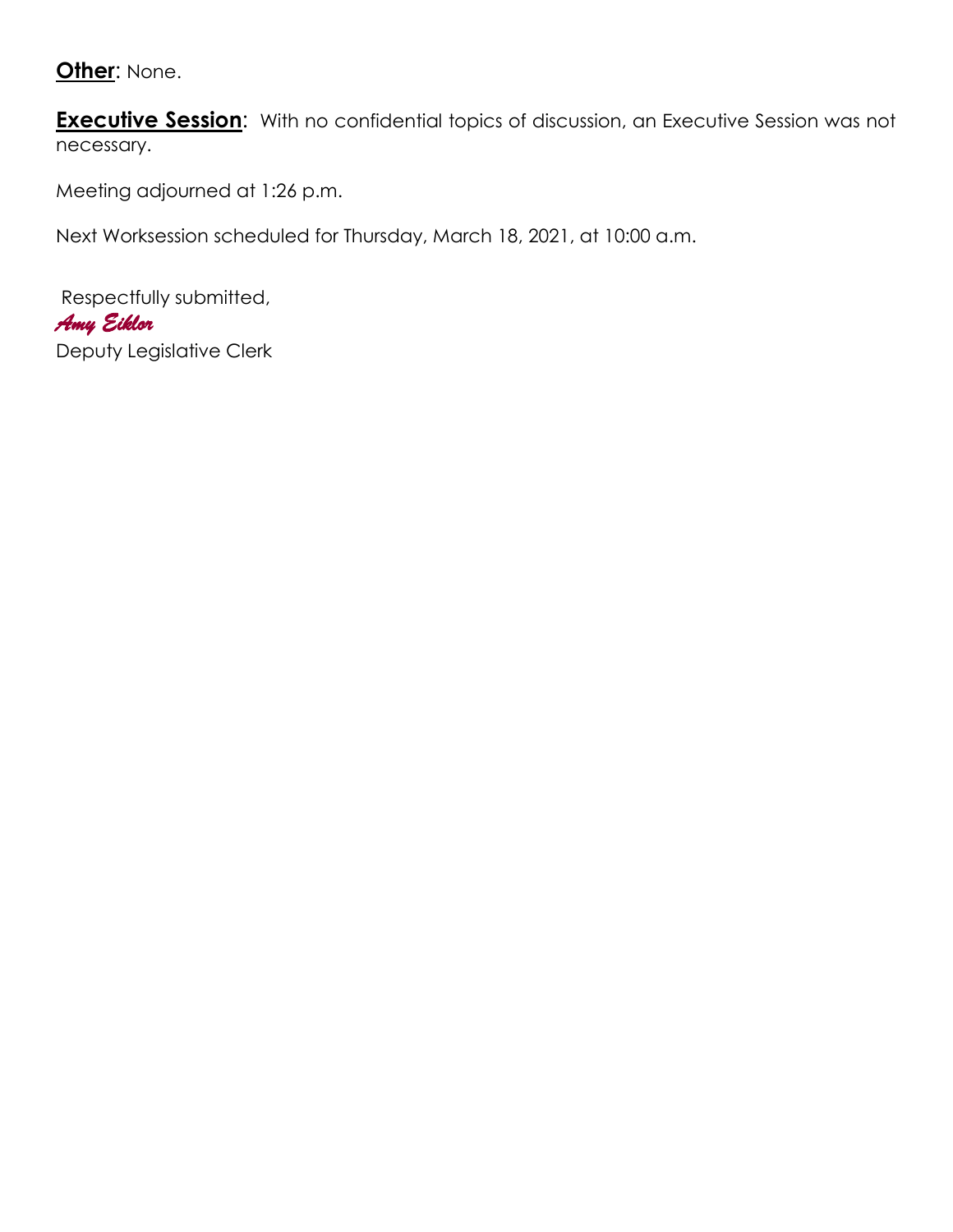**Other**: None.

**Executive Session**: With no confidential topics of discussion, an Executive Session was not necessary.

Meeting adjourned at 1:26 p.m.

Next Worksession scheduled for Thursday, March 18, 2021, at 10:00 a.m.

Respectfully submitted,

*Amy Eiklor*

Deputy Legislative Clerk